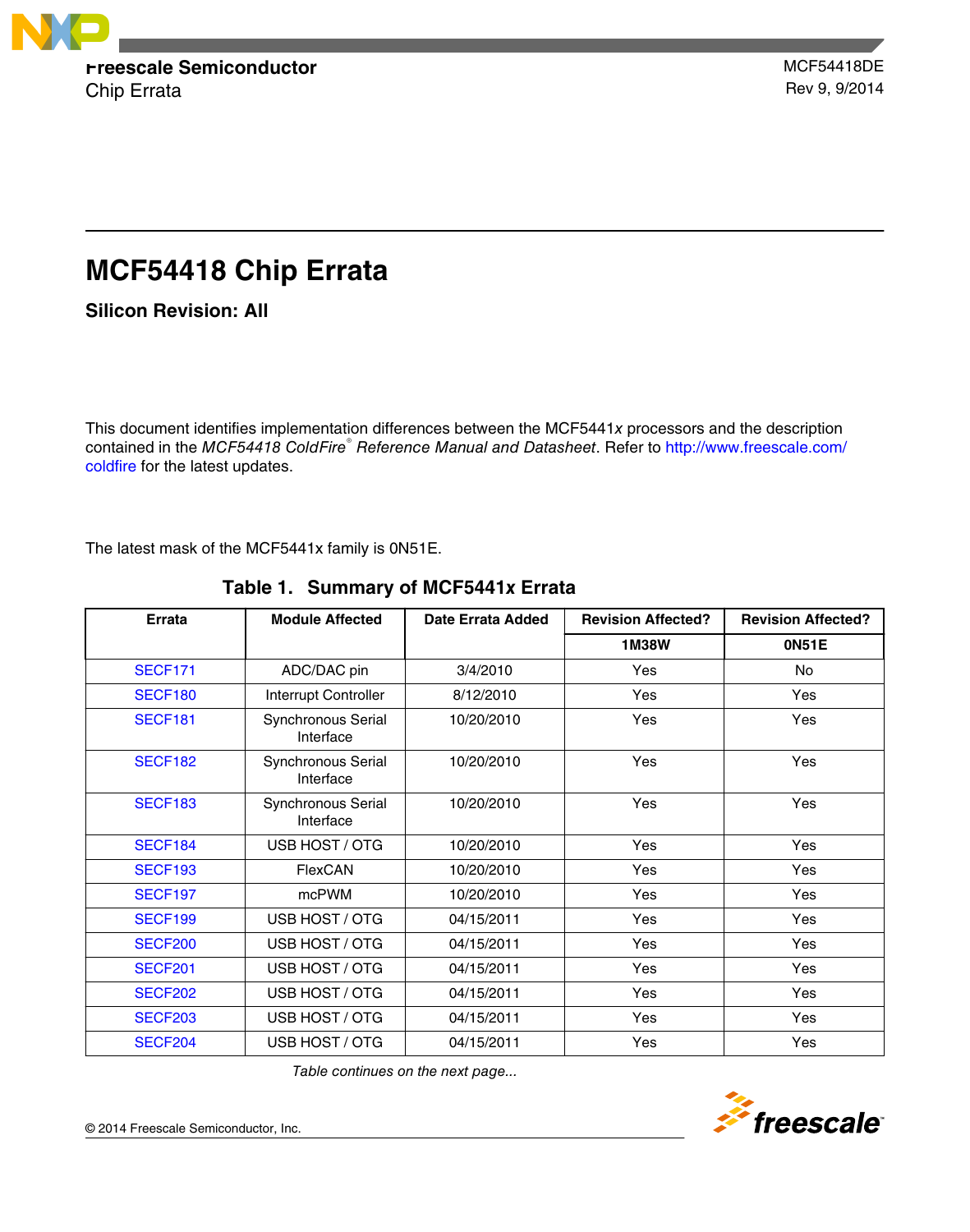Freescale Semiconductor
Chip Errata

MCF54418DE
Rev 9, 9/2014

# MCF54418 Chip Errata

### Silicon Revision: All

This document identifies implementation differences between the MCF5441*x* processors and the description contained in the *MCF54418 ColdFire® Reference Manual and Datasheet*. Refer to http://www.freescale.com/coldfire for the latest updates.

The latest mask of the MCF5441x family is 0N51E.

**Table 1. Summary of MCF5441*x* Errata**

| Errata | Module Affected | Date Errata Added | Revision Affected? | Revision Affected? |
|---|---|---|---|---|
| | | | 1M38W | 0N51E |
| SECF171 | ADC/DAC pin | 3/4/2010 | Yes | No |
| SECF180 | Interrupt Controller | 8/12/2010 | Yes | Yes |
| SECF181 | Synchronous Serial Interface | 10/20/2010 | Yes | Yes |
| SECF182 | Synchronous Serial Interface | 10/20/2010 | Yes | Yes |
| SECF183 | Synchronous Serial Interface | 10/20/2010 | Yes | Yes |
| SECF184 | USB HOST / OTG | 10/20/2010 | Yes | Yes |
| SECF193 | FlexCAN | 10/20/2010 | Yes | Yes |
| SECF197 | mcPWM | 10/20/2010 | Yes | Yes |
| SECF199 | USB HOST / OTG | 04/15/2011 | Yes | Yes |
| SECF200 | USB HOST / OTG | 04/15/2011 | Yes | Yes |
| SECF201 | USB HOST / OTG | 04/15/2011 | Yes | Yes |
| SECF202 | USB HOST / OTG | 04/15/2011 | Yes | Yes |
| SECF203 | USB HOST / OTG | 04/15/2011 | Yes | Yes |
| SECF204 | USB HOST / OTG | 04/15/2011 | Yes | Yes |

*Table continues on the next page...*

© 2014 Freescale Semiconductor, Inc.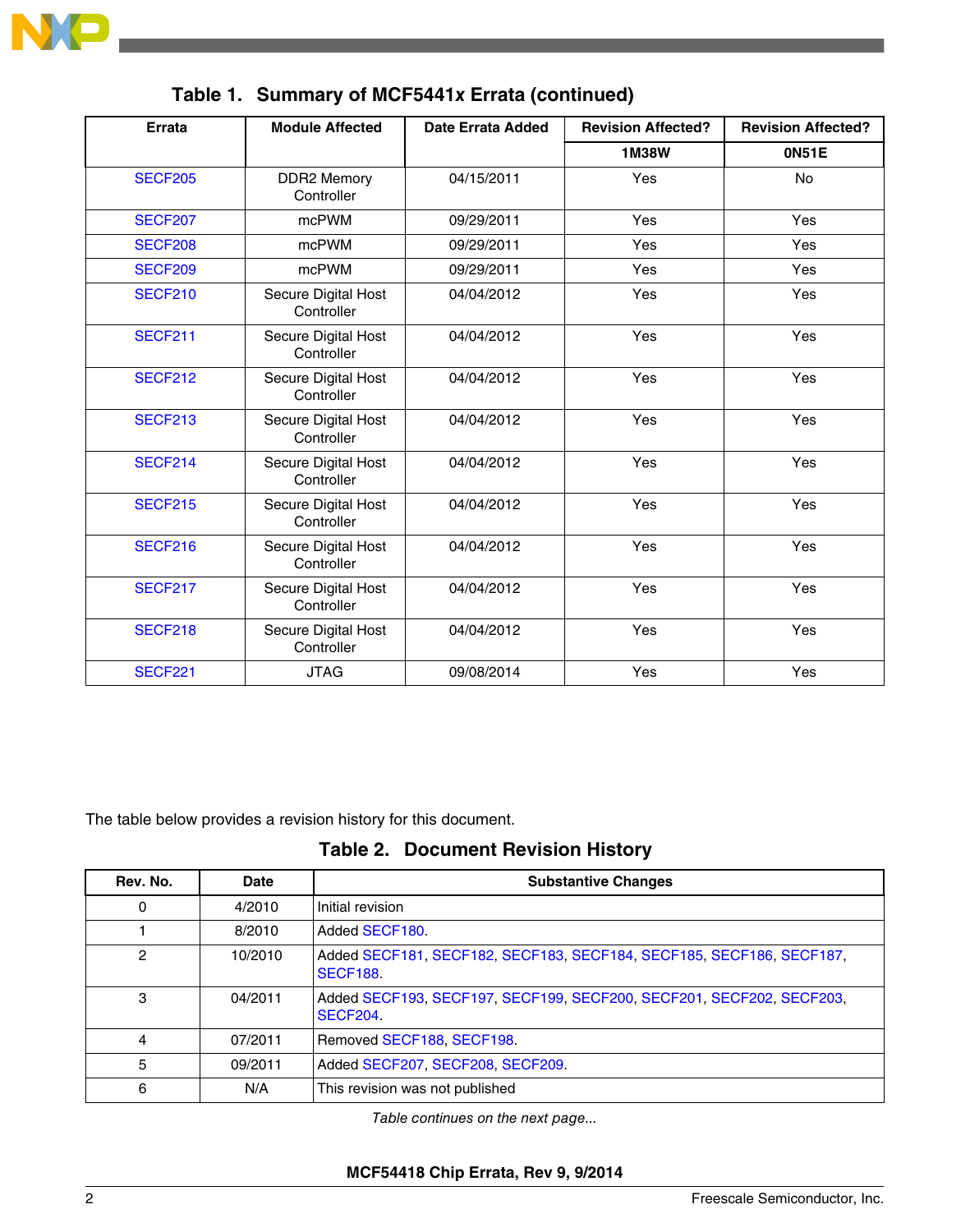**Table 1. Summary of MCF5441x Errata (continued)**

| Errata | Module Affected | Date Errata Added | Revision Affected? | Revision Affected? |
|---|---|---|---|---|
| | | | 1M38W | 0N51E |
| SECF205 | DDR2 Memory Controller | 04/15/2011 | Yes | No |
| SECF207 | mcPWM | 09/29/2011 | Yes | Yes |
| SECF208 | mcPWM | 09/29/2011 | Yes | Yes |
| SECF209 | mcPWM | 09/29/2011 | Yes | Yes |
| SECF210 | Secure Digital Host Controller | 04/04/2012 | Yes | Yes |
| SECF211 | Secure Digital Host Controller | 04/04/2012 | Yes | Yes |
| SECF212 | Secure Digital Host Controller | 04/04/2012 | Yes | Yes |
| SECF213 | Secure Digital Host Controller | 04/04/2012 | Yes | Yes |
| SECF214 | Secure Digital Host Controller | 04/04/2012 | Yes | Yes |
| SECF215 | Secure Digital Host Controller | 04/04/2012 | Yes | Yes |
| SECF216 | Secure Digital Host Controller | 04/04/2012 | Yes | Yes |
| SECF217 | Secure Digital Host Controller | 04/04/2012 | Yes | Yes |
| SECF218 | Secure Digital Host Controller | 04/04/2012 | Yes | Yes |
| SECF221 | JTAG | 09/08/2014 | Yes | Yes |

The table below provides a revision history for this document.

**Table 2. Document Revision History**

| Rev. No. | Date | Substantive Changes |
|---|---|---|
| 0 | 4/2010 | Initial revision |
| 1 | 8/2010 | Added SECF180. |
| 2 | 10/2010 | Added SECF181, SECF182, SECF183, SECF184, SECF185, SECF186, SECF187, SECF188. |
| 3 | 04/2011 | Added SECF193, SECF197, SECF199, SECF200, SECF201, SECF202, SECF203, SECF204. |
| 4 | 07/2011 | Removed SECF188, SECF198. |
| 5 | 09/2011 | Added SECF207, SECF208, SECF209. |
| 6 | N/A | This revision was not published |

*Table continues on the next page...*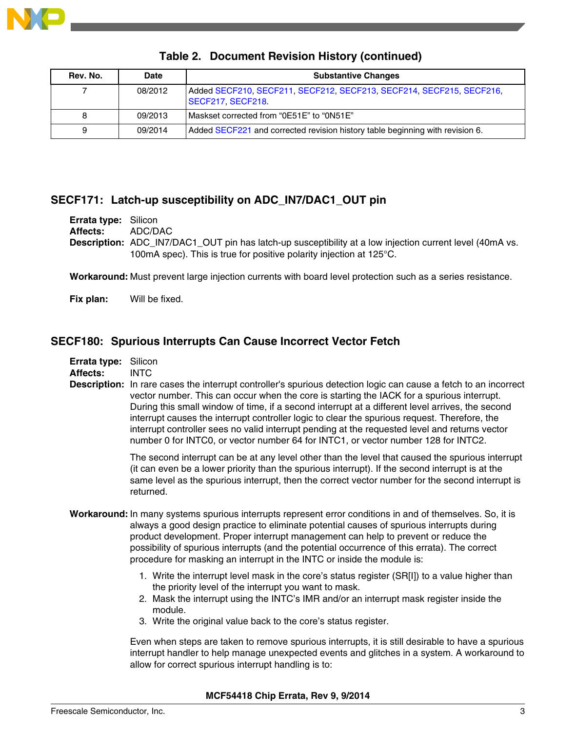**Table 2. Document Revision History (continued)**

| Rev. No. | Date | Substantive Changes |
|---|---|---|
| 7 | 08/2012 | Added SECF210, SECF211, SECF212, SECF213, SECF214, SECF215, SECF216, SECF217, SECF218. |
| 8 | 09/2013 | Maskset corrected from “0E51E” to “0N51E” |
| 9 | 09/2014 | Added SECF221 and corrected revision history table beginning with revision 6. |

## SECF171: Latch-up susceptibility on ADC_IN7/DAC1_OUT pin

**Errata type:** Silicon

**Affects:** ADC/DAC

**Description:** ADC_IN7/DAC1_OUT pin has latch-up susceptibility at a low injection current level (40mA vs. 100mA spec). This is true for positive polarity injection at 125°C.

**Workaround:** Must prevent large injection currents with board level protection such as a series resistance.

**Fix plan:** Will be fixed.

## SECF180: Spurious Interrupts Can Cause Incorrect Vector Fetch

**Errata type:** Silicon

**Affects:** INTC

**Description:** In rare cases the interrupt controller's spurious detection logic can cause a fetch to an incorrect vector number. This can occur when the core is starting the IACK for a spurious interrupt. During this small window of time, if a second interrupt at a different level arrives, the second interrupt causes the interrupt controller logic to clear the spurious request. Therefore, the interrupt controller sees no valid interrupt pending at the requested level and returns vector number 0 for INTC0, or vector number 64 for INTC1, or vector number 128 for INTC2.

The second interrupt can be at any level other than the level that caused the spurious interrupt (it can even be a lower priority than the spurious interrupt). If the second interrupt is at the same level as the spurious interrupt, then the correct vector number for the second interrupt is returned.

**Workaround:** In many systems spurious interrupts represent error conditions in and of themselves. So, it is always a good design practice to eliminate potential causes of spurious interrupts during product development. Proper interrupt management can help to prevent or reduce the possibility of spurious interrupts (and the potential occurrence of this errata). The correct procedure for masking an interrupt in the INTC or inside the module is:

1. Write the interrupt level mask in the core’s status register (SR[I]) to a value higher than the priority level of the interrupt you want to mask.
2. Mask the interrupt using the INTC’s IMR and/or an interrupt mask register inside the module.
3. Write the original value back to the core’s status register.

Even when steps are taken to remove spurious interrupts, it is still desirable to have a spurious interrupt handler to help manage unexpected events and glitches in a system. A workaround to allow for correct spurious interrupt handling is to: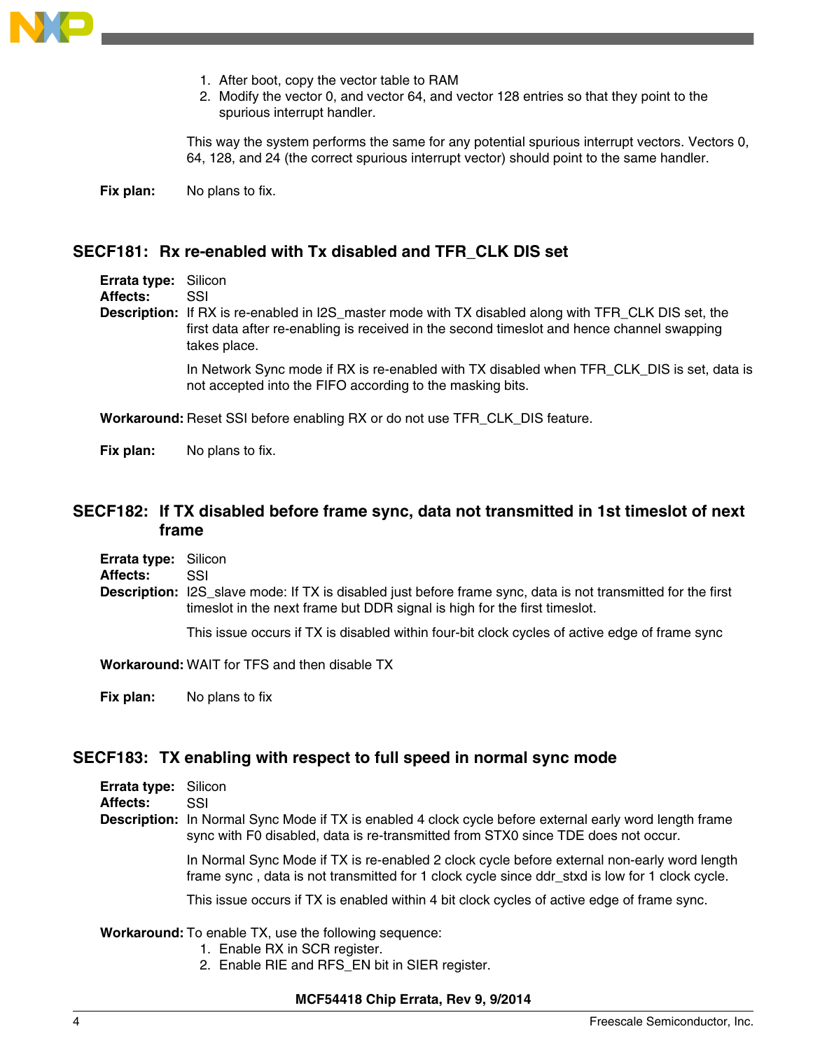1. After boot, copy the vector table to RAM
2. Modify the vector 0, and vector 64, and vector 128 entries so that they point to the spurious interrupt handler.

This way the system performs the same for any potential spurious interrupt vectors. Vectors 0, 64, 128, and 24 (the correct spurious interrupt vector) should point to the same handler.

**Fix plan:** No plans to fix.

## SECF181: Rx re-enabled with Tx disabled and TFR_CLK DIS set

**Errata type:** Silicon
**Affects:** SSI
**Description:** If RX is re-enabled in I2S_master mode with TX disabled along with TFR_CLK DIS set, the first data after re-enabling is received in the second timeslot and hence channel swapping takes place.

In Network Sync mode if RX is re-enabled with TX disabled when TFR_CLK_DIS is set, data is not accepted into the FIFO according to the masking bits.

**Workaround:** Reset SSI before enabling RX or do not use TFR_CLK_DIS feature.

**Fix plan:** No plans to fix.

## SECF182: If TX disabled before frame sync, data not transmitted in 1st timeslot of next frame

**Errata type:** Silicon
**Affects:** SSI
**Description:** I2S_slave mode: If TX is disabled just before frame sync, data is not transmitted for the first timeslot in the next frame but DDR signal is high for the first timeslot.

This issue occurs if TX is disabled within four-bit clock cycles of active edge of frame sync

**Workaround:** WAIT for TFS and then disable TX

**Fix plan:** No plans to fix

## SECF183: TX enabling with respect to full speed in normal sync mode

**Errata type:** Silicon
**Affects:** SSI
**Description:** In Normal Sync Mode if TX is enabled 4 clock cycle before external early word length frame sync with F0 disabled, data is re-transmitted from STX0 since TDE does not occur.

In Normal Sync Mode if TX is re-enabled 2 clock cycle before external non-early word length frame sync , data is not transmitted for 1 clock cycle since ddr_stxd is low for 1 clock cycle.

This issue occurs if TX is enabled within 4 bit clock cycles of active edge of frame sync.

**Workaround:** To enable TX, use the following sequence:

1. Enable RX in SCR register.
2. Enable RIE and RFS_EN bit in SIER register.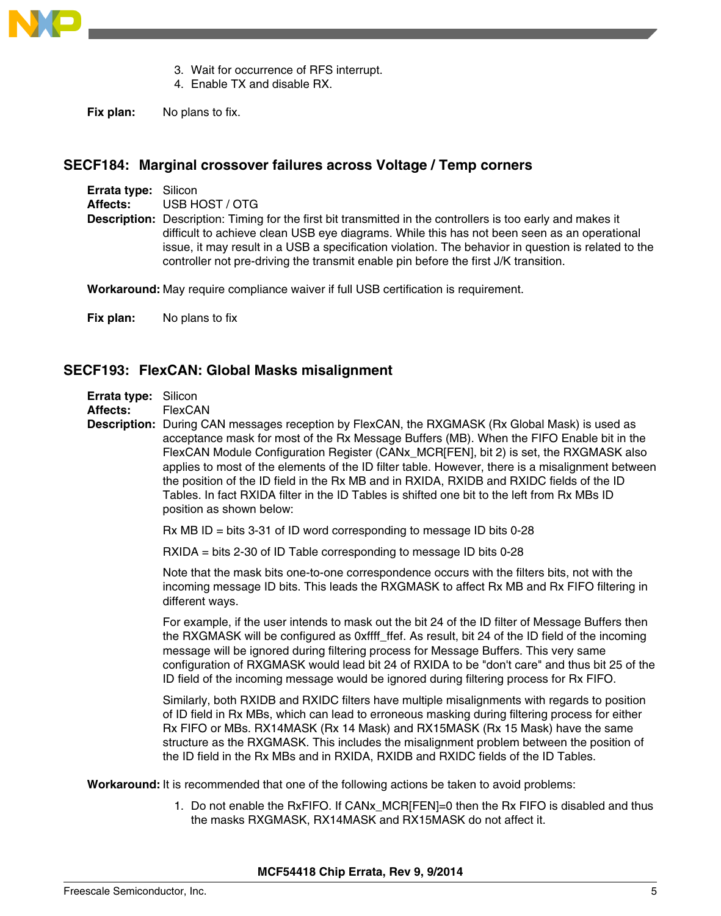3. Wait for occurrence of RFS interrupt.
4. Enable TX and disable RX.

**Fix plan:** No plans to fix.

## SECF184: Marginal crossover failures across Voltage / Temp corners

**Errata type:** Silicon
**Affects:** USB HOST / OTG
**Description:** Description: Timing for the first bit transmitted in the controllers is too early and makes it difficult to achieve clean USB eye diagrams. While this has not been seen as an operational issue, it may result in a USB a specification violation. The behavior in question is related to the controller not pre-driving the transmit enable pin before the first J/K transition.

**Workaround:** May require compliance waiver if full USB certification is requirement.

**Fix plan:** No plans to fix

## SECF193: FlexCAN: Global Masks misalignment

**Errata type:** Silicon
**Affects:** FlexCAN
**Description:** During CAN messages reception by FlexCAN, the RXGMASK (Rx Global Mask) is used as acceptance mask for most of the Rx Message Buffers (MB). When the FIFO Enable bit in the FlexCAN Module Configuration Register (CANx_MCR[FEN], bit 2) is set, the RXGMASK also applies to most of the elements of the ID filter table. However, there is a misalignment between the position of the ID field in the Rx MB and in RXIDA, RXIDB and RXIDC fields of the ID Tables. In fact RXIDA filter in the ID Tables is shifted one bit to the left from Rx MBs ID position as shown below:

Rx MB ID = bits 3-31 of ID word corresponding to message ID bits 0-28

RXIDA = bits 2-30 of ID Table corresponding to message ID bits 0-28

Note that the mask bits one-to-one correspondence occurs with the filters bits, not with the incoming message ID bits. This leads the RXGMASK to affect Rx MB and Rx FIFO filtering in different ways.

For example, if the user intends to mask out the bit 24 of the ID filter of Message Buffers then the RXGMASK will be configured as 0xffff_ffef. As result, bit 24 of the ID field of the incoming message will be ignored during filtering process for Message Buffers. This very same configuration of RXGMASK would lead bit 24 of RXIDA to be "don't care" and thus bit 25 of the ID field of the incoming message would be ignored during filtering process for Rx FIFO.

Similarly, both RXIDB and RXIDC filters have multiple misalignments with regards to position of ID field in Rx MBs, which can lead to erroneous masking during filtering process for either Rx FIFO or MBs. RX14MASK (Rx 14 Mask) and RX15MASK (Rx 15 Mask) have the same structure as the RXGMASK. This includes the misalignment problem between the position of the ID field in the Rx MBs and in RXIDA, RXIDB and RXIDC fields of the ID Tables.

**Workaround:** It is recommended that one of the following actions be taken to avoid problems:

1. Do not enable the RxFIFO. If CANx_MCR[FEN]=0 then the Rx FIFO is disabled and thus the masks RXGMASK, RX14MASK and RX15MASK do not affect it.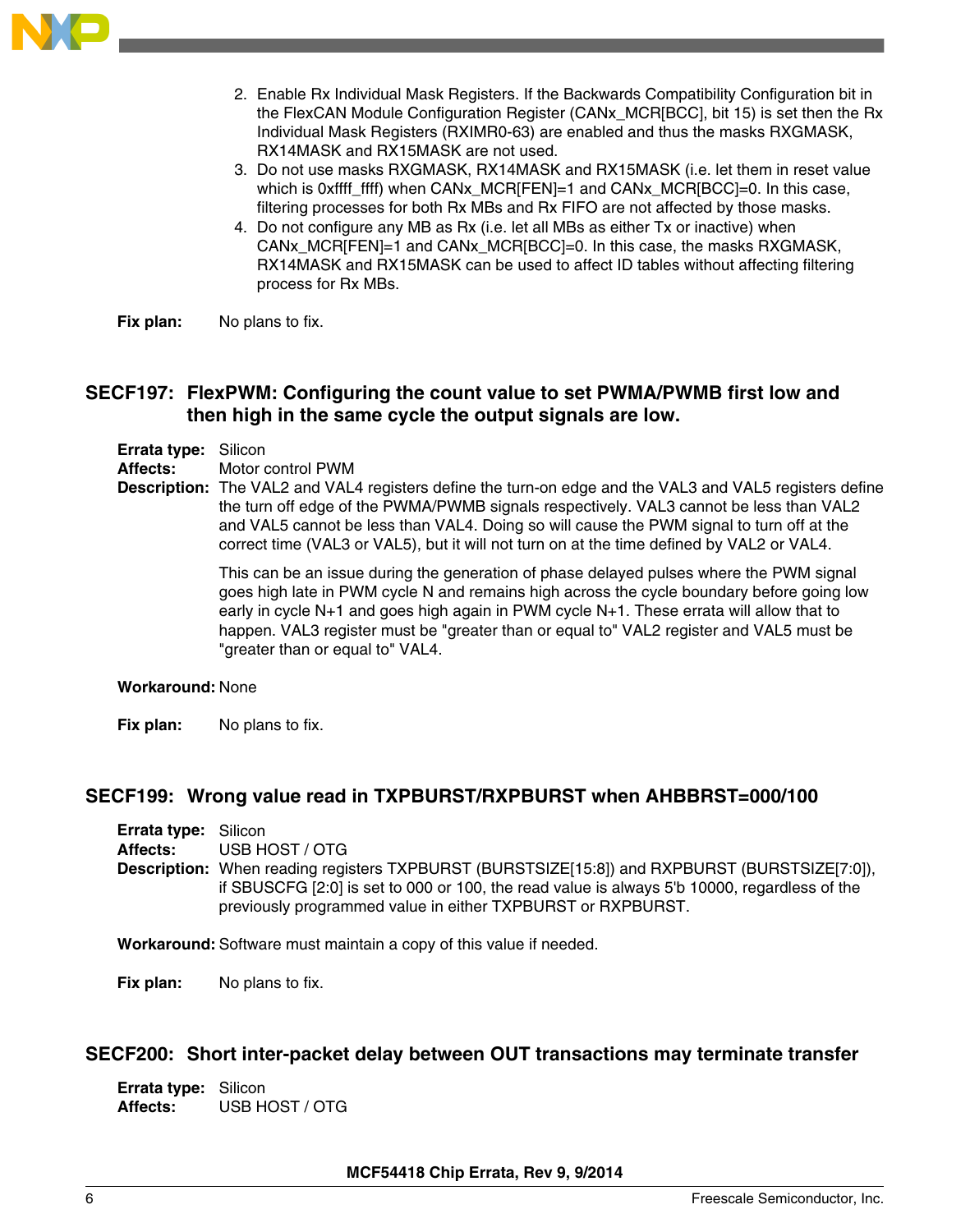2. Enable Rx Individual Mask Registers. If the Backwards Compatibility Configuration bit in the FlexCAN Module Configuration Register (CANx_MCR[BCC], bit 15) is set then the Rx Individual Mask Registers (RXIMR0-63) are enabled and thus the masks RXGMASK, RX14MASK and RX15MASK are not used.
3. Do not use masks RXGMASK, RX14MASK and RX15MASK (i.e. let them in reset value which is 0xffff_ffff) when CANx_MCR[FEN]=1 and CANx_MCR[BCC]=0. In this case, filtering processes for both Rx MBs and Rx FIFO are not affected by those masks.
4. Do not configure any MB as Rx (i.e. let all MBs as either Tx or inactive) when CANx_MCR[FEN]=1 and CANx_MCR[BCC]=0. In this case, the masks RXGMASK, RX14MASK and RX15MASK can be used to affect ID tables without affecting filtering process for Rx MBs.

**Fix plan:** No plans to fix.

## SECF197: FlexPWM: Configuring the count value to set PWMA/PWMB first low and then high in the same cycle the output signals are low.

**Errata type:** Silicon
**Affects:** Motor control PWM
**Description:** The VAL2 and VAL4 registers define the turn-on edge and the VAL3 and VAL5 registers define the turn off edge of the PWMA/PWMB signals respectively. VAL3 cannot be less than VAL2 and VAL5 cannot be less than VAL4. Doing so will cause the PWM signal to turn off at the correct time (VAL3 or VAL5), but it will not turn on at the time defined by VAL2 or VAL4.

This can be an issue during the generation of phase delayed pulses where the PWM signal goes high late in PWM cycle N and remains high across the cycle boundary before going low early in cycle N+1 and goes high again in PWM cycle N+1. These errata will allow that to happen. VAL3 register must be "greater than or equal to" VAL2 register and VAL5 must be "greater than or equal to" VAL4.

**Workaround:** None

**Fix plan:** No plans to fix.

## SECF199: Wrong value read in TXPBURST/RXPBURST when AHBBRST=000/100

**Errata type:** Silicon
**Affects:** USB HOST / OTG
**Description:** When reading registers TXPBURST (BURSTSIZE[15:8]) and RXPBURST (BURSTSIZE[7:0]), if SBUSCFG [2:0] is set to 000 or 100, the read value is always 5'b 10000, regardless of the previously programmed value in either TXPBURST or RXPBURST.

**Workaround:** Software must maintain a copy of this value if needed.

**Fix plan:** No plans to fix.

## SECF200: Short inter-packet delay between OUT transactions may terminate transfer

**Errata type:** Silicon
**Affects:** USB HOST / OTG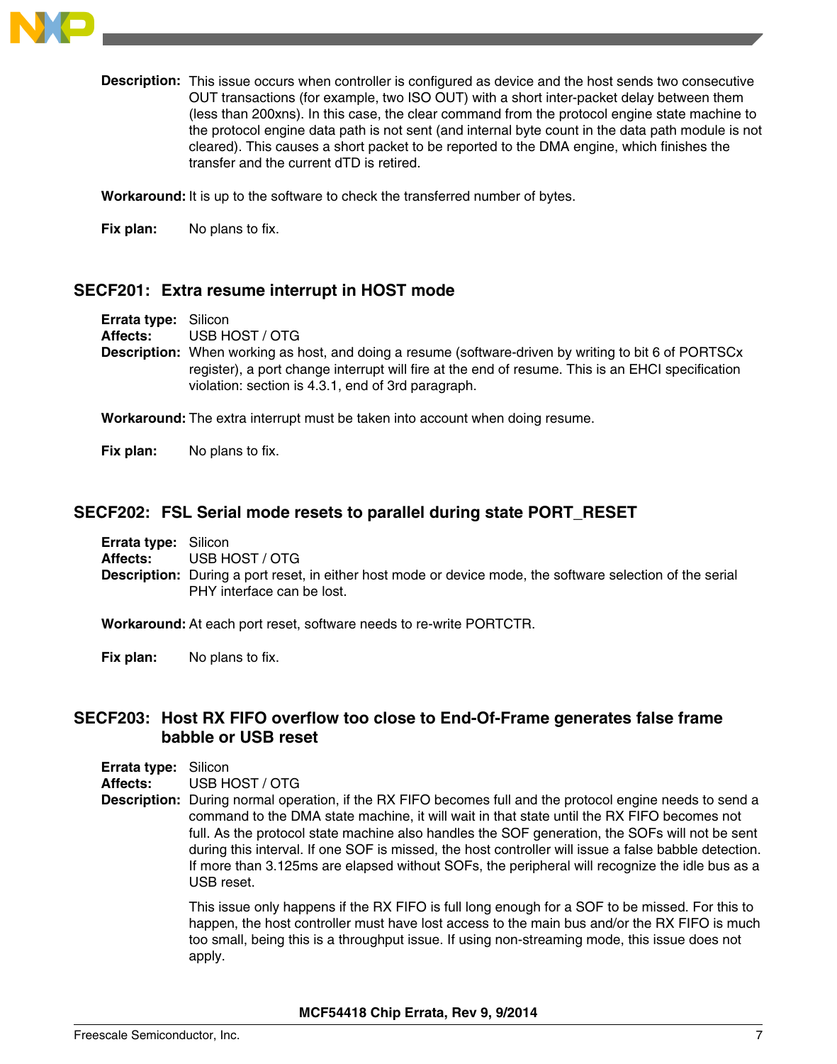**Description:** This issue occurs when controller is configured as device and the host sends two consecutive OUT transactions (for example, two ISO OUT) with a short inter-packet delay between them (less than 200xns). In this case, the clear command from the protocol engine state machine to the protocol engine data path is not sent (and internal byte count in the data path module is not cleared). This causes a short packet to be reported to the DMA engine, which finishes the transfer and the current dTD is retired.

**Workaround:** It is up to the software to check the transferred number of bytes.

**Fix plan:** No plans to fix.

## SECF201: Extra resume interrupt in HOST mode

**Errata type:** Silicon
**Affects:** USB HOST / OTG
**Description:** When working as host, and doing a resume (software-driven by writing to bit 6 of PORTSCx register), a port change interrupt will fire at the end of resume. This is an EHCI specification violation: section is 4.3.1, end of 3rd paragraph.

**Workaround:** The extra interrupt must be taken into account when doing resume.

**Fix plan:** No plans to fix.

## SECF202: FSL Serial mode resets to parallel during state PORT_RESET

**Errata type:** Silicon
**Affects:** USB HOST / OTG
**Description:** During a port reset, in either host mode or device mode, the software selection of the serial PHY interface can be lost.

**Workaround:** At each port reset, software needs to re-write PORTCTR.

**Fix plan:** No plans to fix.

## SECF203: Host RX FIFO overflow too close to End-Of-Frame generates false frame babble or USB reset

**Errata type:** Silicon
**Affects:** USB HOST / OTG
**Description:** During normal operation, if the RX FIFO becomes full and the protocol engine needs to send a command to the DMA state machine, it will wait in that state until the RX FIFO becomes not full. As the protocol state machine also handles the SOF generation, the SOFs will not be sent during this interval. If one SOF is missed, the host controller will issue a false babble detection. If more than 3.125ms are elapsed without SOFs, the peripheral will recognize the idle bus as a USB reset.

This issue only happens if the RX FIFO is full long enough for a SOF to be missed. For this to happen, the host controller must have lost access to the main bus and/or the RX FIFO is much too small, being this is a throughput issue. If using non-streaming mode, this issue does not apply.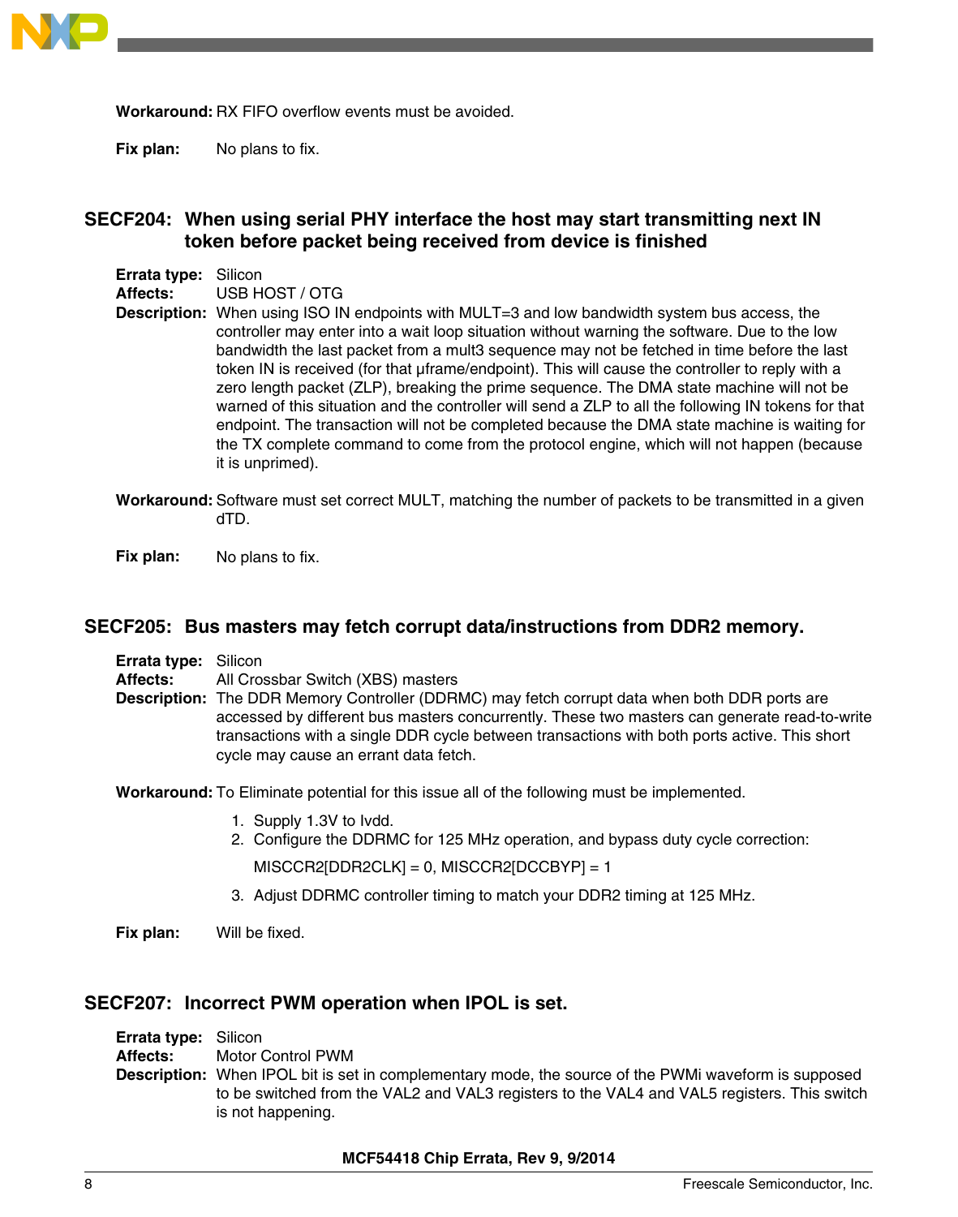**Workaround:** RX FIFO overflow events must be avoided.

**Fix plan:** No plans to fix.

## SECF204: When using serial PHY interface the host may start transmitting next IN token before packet being received from device is finished

**Errata type:** Silicon
**Affects:** USB HOST / OTG
**Description:** When using ISO IN endpoints with MULT=3 and low bandwidth system bus access, the controller may enter into a wait loop situation without warning the software. Due to the low bandwidth the last packet from a mult3 sequence may not be fetched in time before the last token IN is received (for that µframe/endpoint). This will cause the controller to reply with a zero length packet (ZLP), breaking the prime sequence. The DMA state machine will not be warned of this situation and the controller will send a ZLP to all the following IN tokens for that endpoint. The transaction will not be completed because the DMA state machine is waiting for the TX complete command to come from the protocol engine, which will not happen (because it is unprimed).

**Workaround:** Software must set correct MULT, matching the number of packets to be transmitted in a given dTD.

**Fix plan:** No plans to fix.

## SECF205: Bus masters may fetch corrupt data/instructions from DDR2 memory.

**Errata type:** Silicon
**Affects:** All Crossbar Switch (XBS) masters
**Description:** The DDR Memory Controller (DDRMC) may fetch corrupt data when both DDR ports are accessed by different bus masters concurrently. These two masters can generate read-to-write transactions with a single DDR cycle between transactions with both ports active. This short cycle may cause an errant data fetch.

**Workaround:** To Eliminate potential for this issue all of the following must be implemented.

1. Supply 1.3V to Ivdd.
2. Configure the DDRMC for 125 MHz operation, and bypass duty cycle correction:

   MISCCR2[DDR2CLK] = 0, MISCCR2[DCCBYP] = 1
3. Adjust DDRMC controller timing to match your DDR2 timing at 125 MHz.

**Fix plan:** Will be fixed.

## SECF207: Incorrect PWM operation when IPOL is set.

**Errata type:** Silicon
**Affects:** Motor Control PWM
**Description:** When IPOL bit is set in complementary mode, the source of the PWMi waveform is supposed to be switched from the VAL2 and VAL3 registers to the VAL4 and VAL5 registers. This switch is not happening.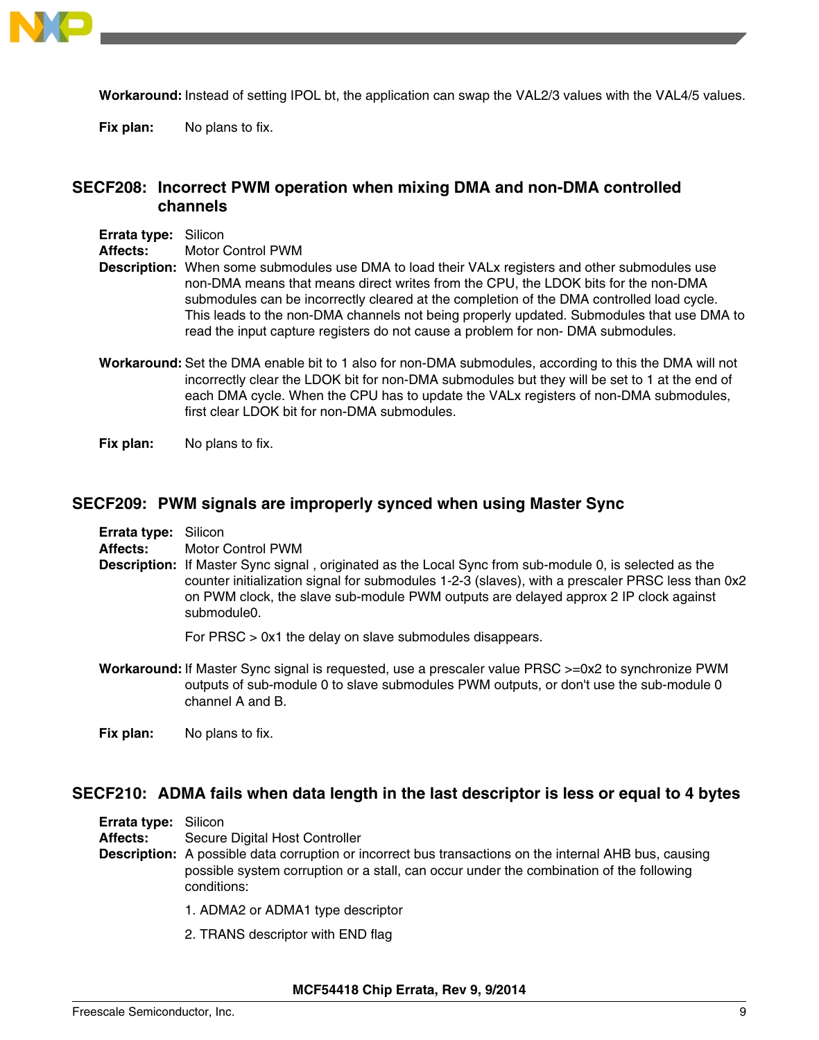**Workaround:** Instead of setting IPOL bt, the application can swap the VAL2/3 values with the VAL4/5 values.

**Fix plan:** No plans to fix.

## SECF208: Incorrect PWM operation when mixing DMA and non-DMA controlled channels

**Errata type:** Silicon

**Affects:** Motor Control PWM

**Description:** When some submodules use DMA to load their VALx registers and other submodules use non-DMA means that means direct writes from the CPU, the LDOK bits for the non-DMA submodules can be incorrectly cleared at the completion of the DMA controlled load cycle. This leads to the non-DMA channels not being properly updated. Submodules that use DMA to read the input capture registers do not cause a problem for non- DMA submodules.

**Workaround:** Set the DMA enable bit to 1 also for non-DMA submodules, according to this the DMA will not incorrectly clear the LDOK bit for non-DMA submodules but they will be set to 1 at the end of each DMA cycle. When the CPU has to update the VALx registers of non-DMA submodules, first clear LDOK bit for non-DMA submodules.

**Fix plan:** No plans to fix.

## SECF209: PWM signals are improperly synced when using Master Sync

**Errata type:** Silicon

**Affects:** Motor Control PWM

**Description:** If Master Sync signal , originated as the Local Sync from sub-module 0, is selected as the counter initialization signal for submodules 1-2-3 (slaves), with a prescaler PRSC less than 0x2 on PWM clock, the slave sub-module PWM outputs are delayed approx 2 IP clock against submodule0.

For PRSC > 0x1 the delay on slave submodules disappears.

**Workaround:** If Master Sync signal is requested, use a prescaler value PRSC >=0x2 to synchronize PWM outputs of sub-module 0 to slave submodules PWM outputs, or don't use the sub-module 0 channel A and B.

**Fix plan:** No plans to fix.

## SECF210: ADMA fails when data length in the last descriptor is less or equal to 4 bytes

**Errata type:** Silicon

**Affects:** Secure Digital Host Controller

**Description:** A possible data corruption or incorrect bus transactions on the internal AHB bus, causing possible system corruption or a stall, can occur under the combination of the following conditions:

1. ADMA2 or ADMA1 type descriptor

2. TRANS descriptor with END flag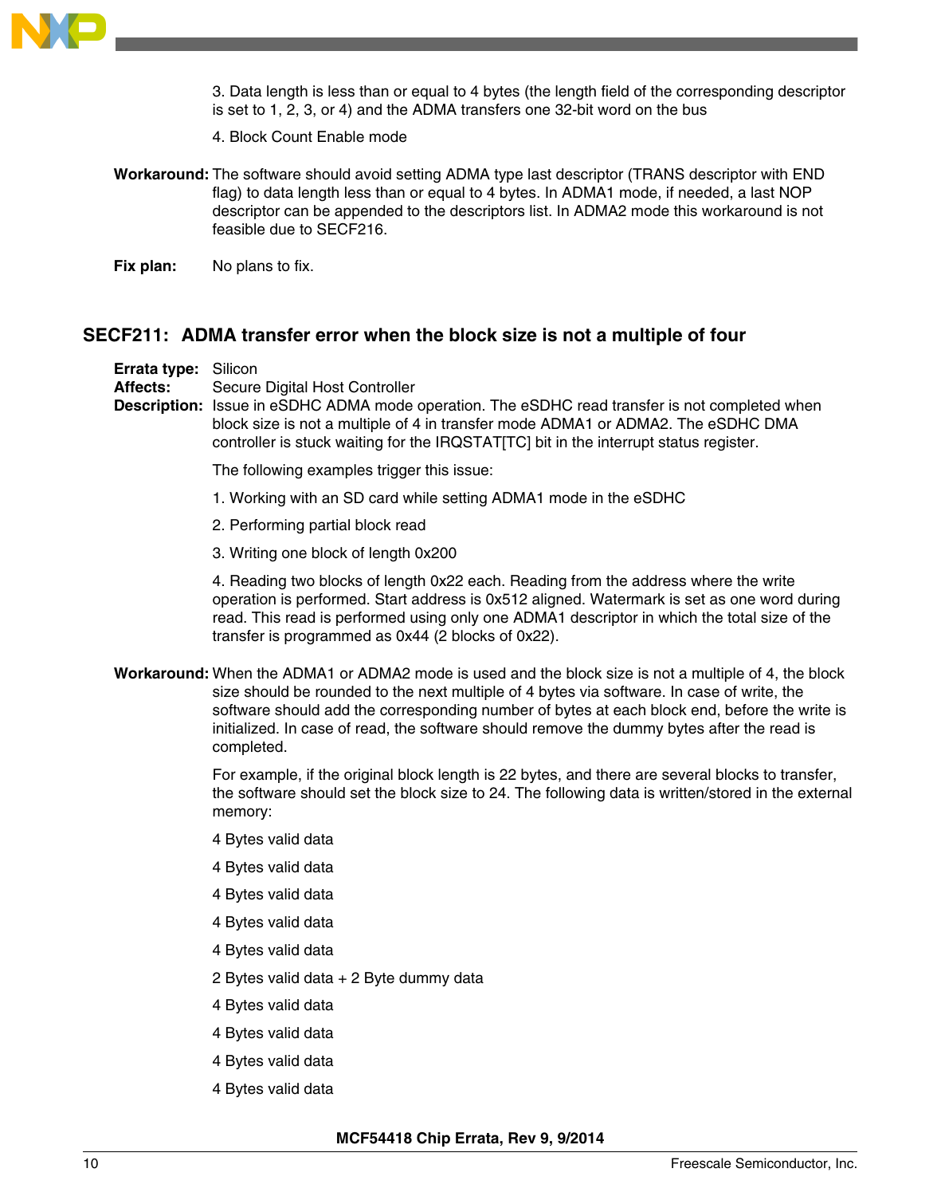3. Data length is less than or equal to 4 bytes (the length field of the corresponding descriptor is set to 1, 2, 3, or 4) and the ADMA transfers one 32-bit word on the bus

4. Block Count Enable mode

**Workaround:** The software should avoid setting ADMA type last descriptor (TRANS descriptor with END flag) to data length less than or equal to 4 bytes. In ADMA1 mode, if needed, a last NOP descriptor can be appended to the descriptors list. In ADMA2 mode this workaround is not feasible due to SECF216.

**Fix plan:** No plans to fix.

## SECF211: ADMA transfer error when the block size is not a multiple of four

**Errata type:** Silicon

**Affects:** Secure Digital Host Controller

**Description:** Issue in eSDHC ADMA mode operation. The eSDHC read transfer is not completed when block size is not a multiple of 4 in transfer mode ADMA1 or ADMA2. The eSDHC DMA controller is stuck waiting for the IRQSTAT[TC] bit in the interrupt status register.

The following examples trigger this issue:

1. Working with an SD card while setting ADMA1 mode in the eSDHC

2. Performing partial block read

3. Writing one block of length 0x200

4. Reading two blocks of length 0x22 each. Reading from the address where the write operation is performed. Start address is 0x512 aligned. Watermark is set as one word during read. This read is performed using only one ADMA1 descriptor in which the total size of the transfer is programmed as 0x44 (2 blocks of 0x22).

**Workaround:** When the ADMA1 or ADMA2 mode is used and the block size is not a multiple of 4, the block size should be rounded to the next multiple of 4 bytes via software. In case of write, the software should add the corresponding number of bytes at each block end, before the write is initialized. In case of read, the software should remove the dummy bytes after the read is completed.

For example, if the original block length is 22 bytes, and there are several blocks to transfer, the software should set the block size to 24. The following data is written/stored in the external memory:

4 Bytes valid data

4 Bytes valid data

4 Bytes valid data

4 Bytes valid data

4 Bytes valid data

2 Bytes valid data + 2 Byte dummy data

4 Bytes valid data

4 Bytes valid data

4 Bytes valid data

4 Bytes valid data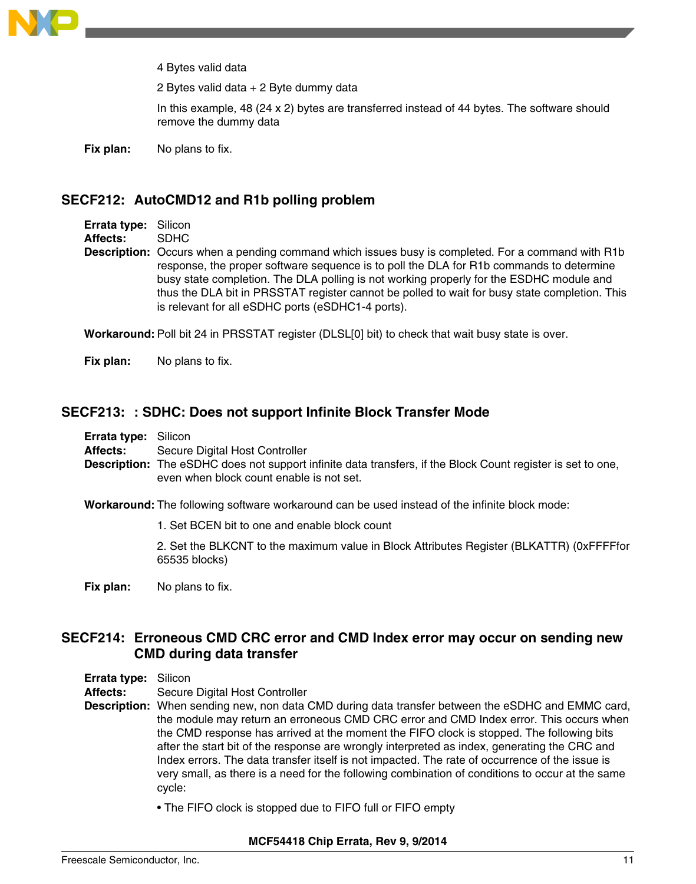4 Bytes valid data

2 Bytes valid data + 2 Byte dummy data

In this example, 48 (24 x 2) bytes are transferred instead of 44 bytes. The software should remove the dummy data

**Fix plan:** No plans to fix.

## SECF212: AutoCMD12 and R1b polling problem

**Errata type:** Silicon

**Affects:** SDHC

**Description:** Occurs when a pending command which issues busy is completed. For a command with R1b response, the proper software sequence is to poll the DLA for R1b commands to determine busy state completion. The DLA polling is not working properly for the ESDHC module and thus the DLA bit in PRSSTAT register cannot be polled to wait for busy state completion. This is relevant for all eSDHC ports (eSDHC1-4 ports).

**Workaround:** Poll bit 24 in PRSSTAT register (DLSL[0] bit) to check that wait busy state is over.

**Fix plan:** No plans to fix.

## SECF213: : SDHC: Does not support Infinite Block Transfer Mode

**Errata type:** Silicon

**Affects:** Secure Digital Host Controller

**Description:** The eSDHC does not support infinite data transfers, if the Block Count register is set to one, even when block count enable is not set.

**Workaround:** The following software workaround can be used instead of the infinite block mode:

1. Set BCEN bit to one and enable block count

2. Set the BLKCNT to the maximum value in Block Attributes Register (BLKATTR) (0xFFFFfor 65535 blocks)

**Fix plan:** No plans to fix.

## SECF214: Erroneous CMD CRC error and CMD Index error may occur on sending new CMD during data transfer

**Errata type:** Silicon

**Affects:** Secure Digital Host Controller

**Description:** When sending new, non data CMD during data transfer between the eSDHC and EMMC card, the module may return an erroneous CMD CRC error and CMD Index error. This occurs when the CMD response has arrived at the moment the FIFO clock is stopped. The following bits after the start bit of the response are wrongly interpreted as index, generating the CRC and Index errors. The data transfer itself is not impacted. The rate of occurrence of the issue is very small, as there is a need for the following combination of conditions to occur at the same cycle:

- The FIFO clock is stopped due to FIFO full or FIFO empty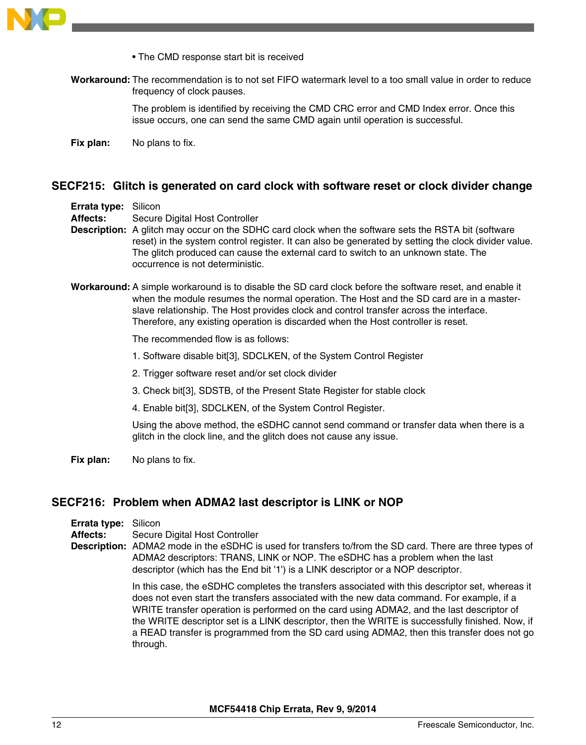- The CMD response start bit is received

**Workaround:** The recommendation is to not set FIFO watermark level to a too small value in order to reduce frequency of clock pauses.

The problem is identified by receiving the CMD CRC error and CMD Index error. Once this issue occurs, one can send the same CMD again until operation is successful.

**Fix plan:** No plans to fix.

## SECF215: Glitch is generated on card clock with software reset or clock divider change

**Errata type:** Silicon
**Affects:** Secure Digital Host Controller
**Description:** A glitch may occur on the SDHC card clock when the software sets the RSTA bit (software reset) in the system control register. It can also be generated by setting the clock divider value. The glitch produced can cause the external card to switch to an unknown state. The occurrence is not deterministic.

**Workaround:** A simple workaround is to disable the SD card clock before the software reset, and enable it when the module resumes the normal operation. The Host and the SD card are in a master-slave relationship. The Host provides clock and control transfer across the interface. Therefore, any existing operation is discarded when the Host controller is reset.

The recommended flow is as follows:

1. Software disable bit[3], SDCLKEN, of the System Control Register
2. Trigger software reset and/or set clock divider
3. Check bit[3], SDSTB, of the Present State Register for stable clock
4. Enable bit[3], SDCLKEN, of the System Control Register.

Using the above method, the eSDHC cannot send command or transfer data when there is a glitch in the clock line, and the glitch does not cause any issue.

**Fix plan:** No plans to fix.

## SECF216: Problem when ADMA2 last descriptor is LINK or NOP

**Errata type:** Silicon
**Affects:** Secure Digital Host Controller
**Description:** ADMA2 mode in the eSDHC is used for transfers to/from the SD card. There are three types of ADMA2 descriptors: TRANS, LINK or NOP. The eSDHC has a problem when the last descriptor (which has the End bit '1') is a LINK descriptor or a NOP descriptor.

In this case, the eSDHC completes the transfers associated with this descriptor set, whereas it does not even start the transfers associated with the new data command. For example, if a WRITE transfer operation is performed on the card using ADMA2, and the last descriptor of the WRITE descriptor set is a LINK descriptor, then the WRITE is successfully finished. Now, if a READ transfer is programmed from the SD card using ADMA2, then this transfer does not go through.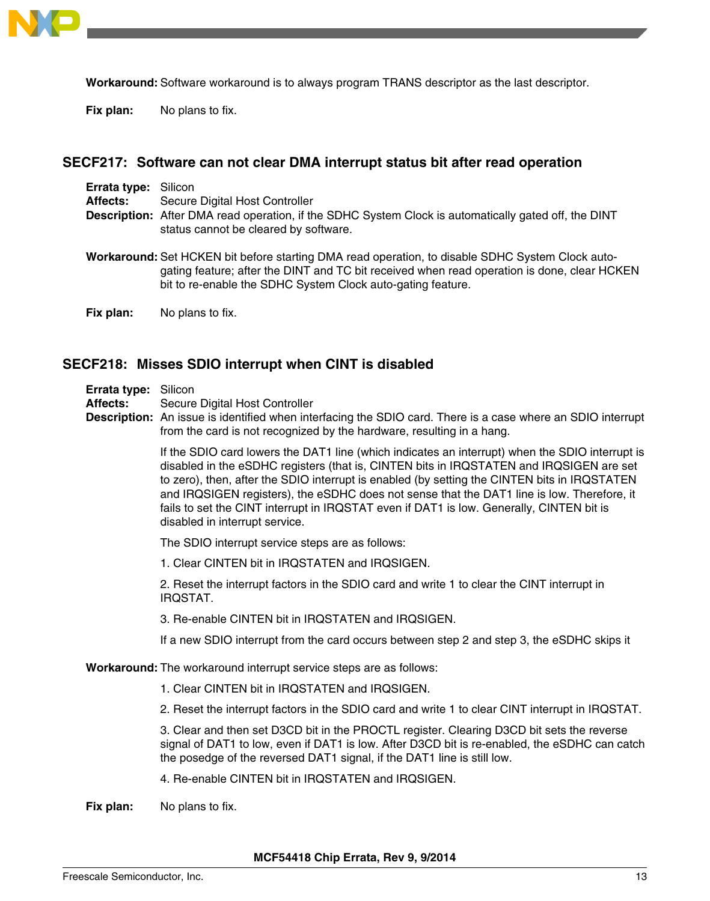**Workaround:** Software workaround is to always program TRANS descriptor as the last descriptor.

**Fix plan:** No plans to fix.

## SECF217: Software can not clear DMA interrupt status bit after read operation

**Errata type:** Silicon
**Affects:** Secure Digital Host Controller
**Description:** After DMA read operation, if the SDHC System Clock is automatically gated off, the DINT status cannot be cleared by software.

**Workaround:** Set HCKEN bit before starting DMA read operation, to disable SDHC System Clock auto-gating feature; after the DINT and TC bit received when read operation is done, clear HCKEN bit to re-enable the SDHC System Clock auto-gating feature.

**Fix plan:** No plans to fix.

## SECF218: Misses SDIO interrupt when CINT is disabled

**Errata type:** Silicon
**Affects:** Secure Digital Host Controller
**Description:** An issue is identified when interfacing the SDIO card. There is a case where an SDIO interrupt from the card is not recognized by the hardware, resulting in a hang.

If the SDIO card lowers the DAT1 line (which indicates an interrupt) when the SDIO interrupt is disabled in the eSDHC registers (that is, CINTEN bits in IRQSTATEN and IRQSIGEN are set to zero), then, after the SDIO interrupt is enabled (by setting the CINTEN bits in IRQSTATEN and IRQSIGEN registers), the eSDHC does not sense that the DAT1 line is low. Therefore, it fails to set the CINT interrupt in IRQSTAT even if DAT1 is low. Generally, CINTEN bit is disabled in interrupt service.

The SDIO interrupt service steps are as follows:

1. Clear CINTEN bit in IRQSTATEN and IRQSIGEN.

2. Reset the interrupt factors in the SDIO card and write 1 to clear the CINT interrupt in IRQSTAT.

3. Re-enable CINTEN bit in IRQSTATEN and IRQSIGEN.

If a new SDIO interrupt from the card occurs between step 2 and step 3, the eSDHC skips it

**Workaround:** The workaround interrupt service steps are as follows:

1. Clear CINTEN bit in IRQSTATEN and IRQSIGEN.

2. Reset the interrupt factors in the SDIO card and write 1 to clear CINT interrupt in IRQSTAT.

3. Clear and then set D3CD bit in the PROCTL register. Clearing D3CD bit sets the reverse signal of DAT1 to low, even if DAT1 is low. After D3CD bit is re-enabled, the eSDHC can catch the posedge of the reversed DAT1 signal, if the DAT1 line is still low.

4. Re-enable CINTEN bit in IRQSTATEN and IRQSIGEN.

**Fix plan:** No plans to fix.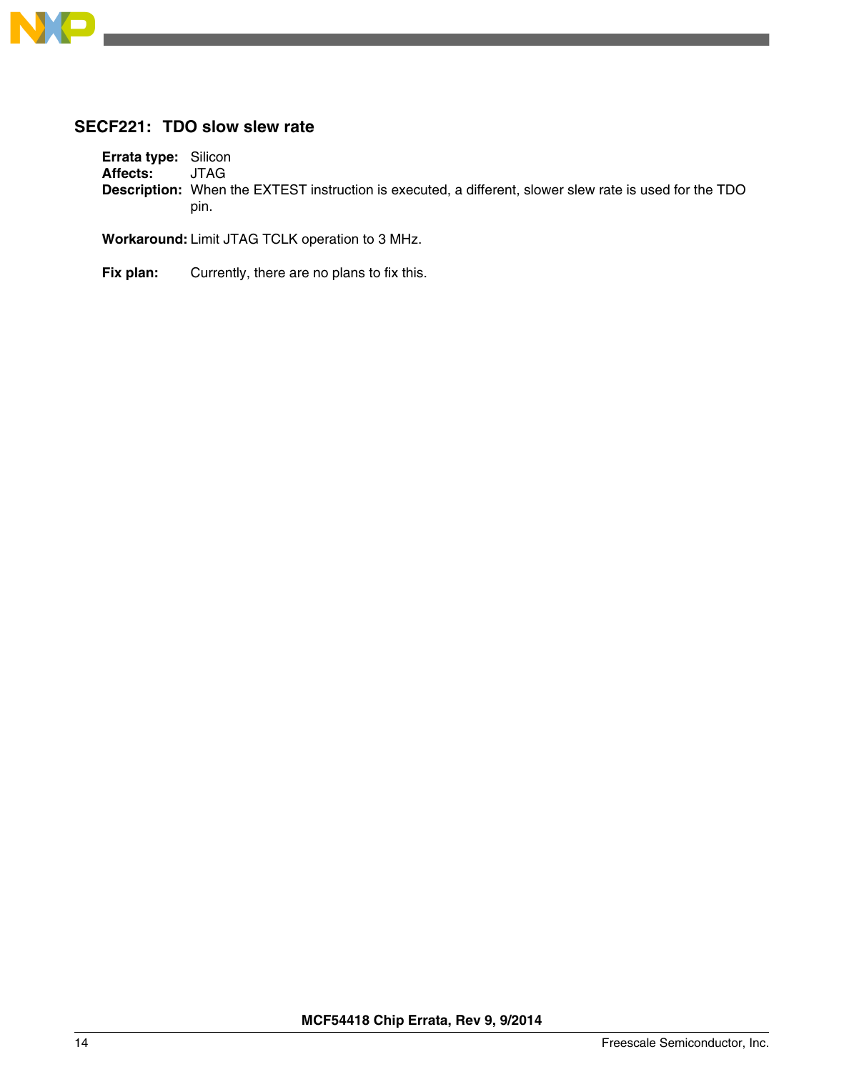## SECF221: TDO slow slew rate

**Errata type:** Silicon
**Affects:** JTAG
**Description:** When the EXTEST instruction is executed, a different, slower slew rate is used for the TDO pin.

**Workaround:** Limit JTAG TCLK operation to 3 MHz.

**Fix plan:** Currently, there are no plans to fix this.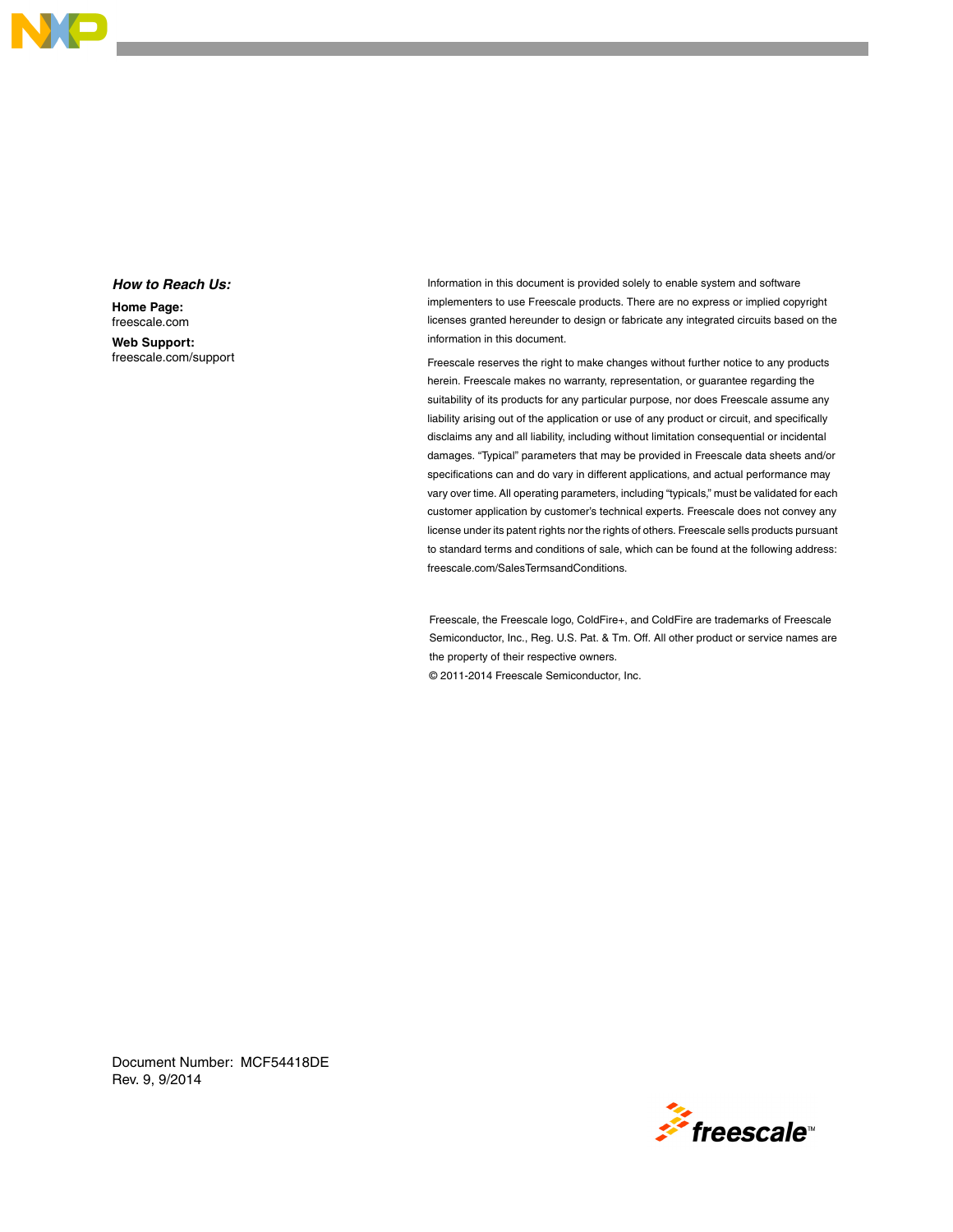*How to Reach Us:*

**Home Page:**
freescale.com

**Web Support:**
freescale.com/support

Information in this document is provided solely to enable system and software implementers to use Freescale products. There are no express or implied copyright licenses granted hereunder to design or fabricate any integrated circuits based on the information in this document.

Freescale reserves the right to make changes without further notice to any products herein. Freescale makes no warranty, representation, or guarantee regarding the suitability of its products for any particular purpose, nor does Freescale assume any liability arising out of the application or use of any product or circuit, and specifically disclaims any and all liability, including without limitation consequential or incidental damages. “Typical” parameters that may be provided in Freescale data sheets and/or specifications can and do vary in different applications, and actual performance may vary over time. All operating parameters, including “typicals,” must be validated for each customer application by customer's technical experts. Freescale does not convey any license under its patent rights nor the rights of others. Freescale sells products pursuant to standard terms and conditions of sale, which can be found at the following address: freescale.com/SalesTermsandConditions.

Freescale, the Freescale logo, ColdFire+, and ColdFire are trademarks of Freescale Semiconductor, Inc., Reg. U.S. Pat. & Tm. Off. All other product or service names are the property of their respective owners.
© 2011-2014 Freescale Semiconductor, Inc.

Document Number: MCF54418DE
Rev. 9, 9/2014